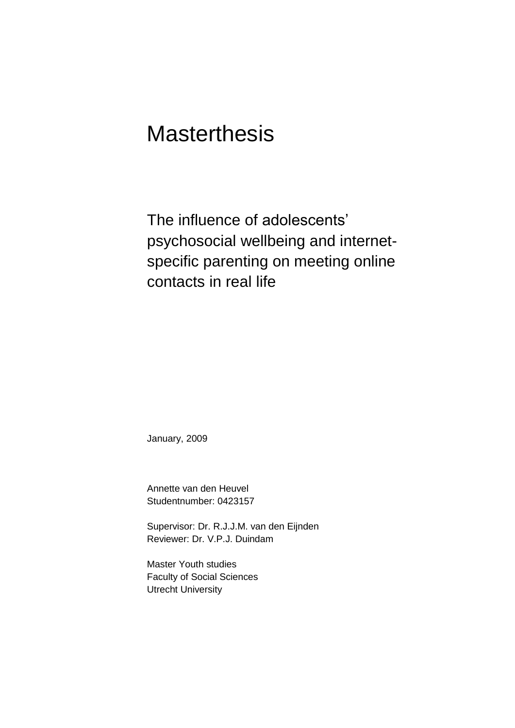# Masterthesis

## The influence of adolescents' psychosocial wellbeing and internet-specific parenting on meeting online contacts in real life

January, 2009

Annette van den Heuvel
Studentnumber: 0423157

Supervisor: Dr. R.J.J.M. van den Eijnden
Reviewer: Dr. V.P.J. Duindam

Master Youth studies
Faculty of Social Sciences
Utrecht University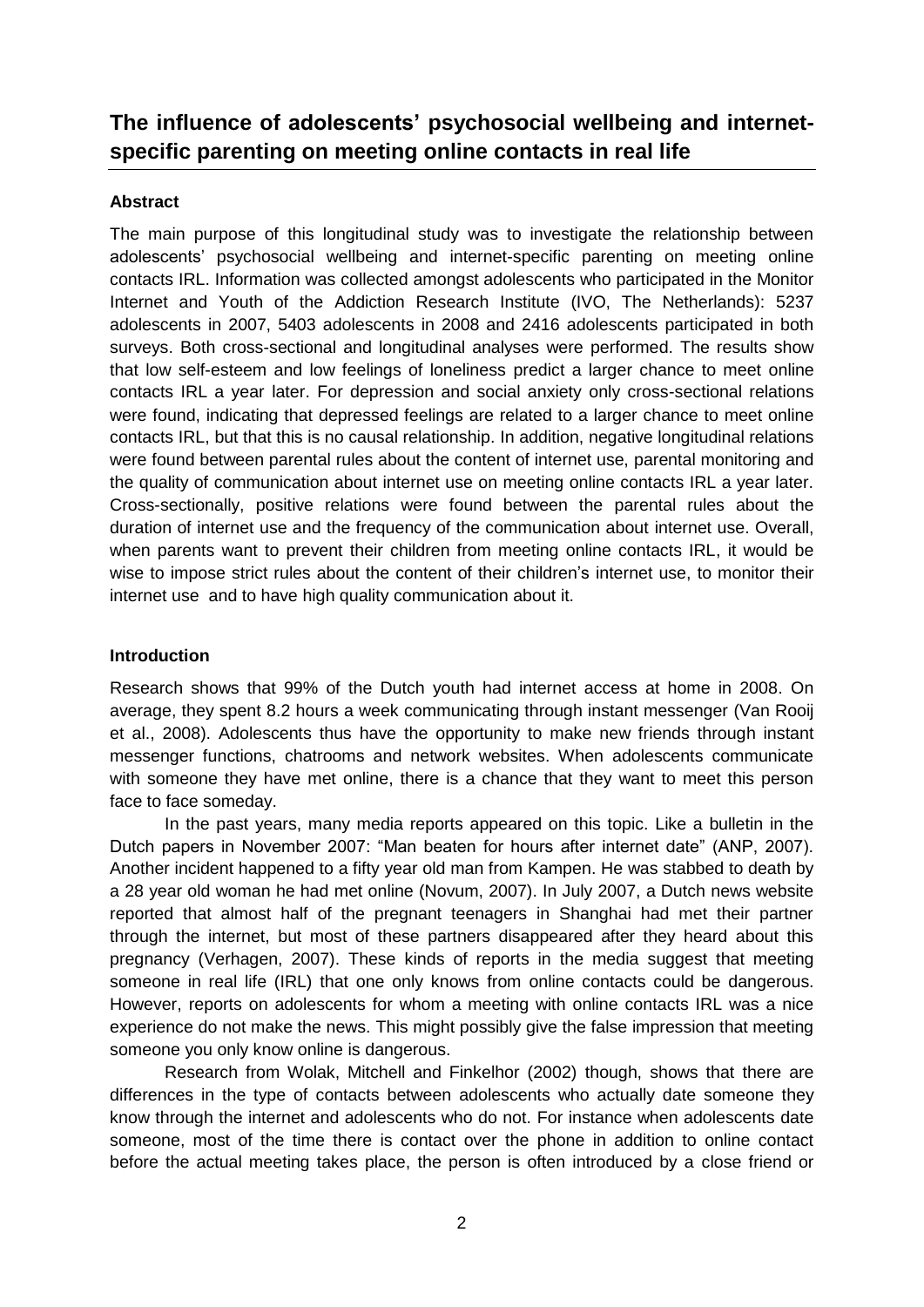# The influence of adolescents' psychosocial wellbeing and internet-specific parenting on meeting online contacts in real life

## Abstract

The main purpose of this longitudinal study was to investigate the relationship between adolescents' psychosocial wellbeing and internet-specific parenting on meeting online contacts IRL. Information was collected amongst adolescents who participated in the Monitor Internet and Youth of the Addiction Research Institute (IVO, The Netherlands): 5237 adolescents in 2007, 5403 adolescents in 2008 and 2416 adolescents participated in both surveys. Both cross-sectional and longitudinal analyses were performed. The results show that low self-esteem and low feelings of loneliness predict a larger chance to meet online contacts IRL a year later. For depression and social anxiety only cross-sectional relations were found, indicating that depressed feelings are related to a larger chance to meet online contacts IRL, but that this is no causal relationship. In addition, negative longitudinal relations were found between parental rules about the content of internet use, parental monitoring and the quality of communication about internet use on meeting online contacts IRL a year later. Cross-sectionally, positive relations were found between the parental rules about the duration of internet use and the frequency of the communication about internet use. Overall, when parents want to prevent their children from meeting online contacts IRL, it would be wise to impose strict rules about the content of their children's internet use, to monitor their internet use and to have high quality communication about it.

## Introduction

Research shows that 99% of the Dutch youth had internet access at home in 2008. On average, they spent 8.2 hours a week communicating through instant messenger (Van Rooij et al., 2008). Adolescents thus have the opportunity to make new friends through instant messenger functions, chatrooms and network websites. When adolescents communicate with someone they have met online, there is a chance that they want to meet this person face to face someday.

In the past years, many media reports appeared on this topic. Like a bulletin in the Dutch papers in November 2007: "Man beaten for hours after internet date" (ANP, 2007). Another incident happened to a fifty year old man from Kampen. He was stabbed to death by a 28 year old woman he had met online (Novum, 2007). In July 2007, a Dutch news website reported that almost half of the pregnant teenagers in Shanghai had met their partner through the internet, but most of these partners disappeared after they heard about this pregnancy (Verhagen, 2007). These kinds of reports in the media suggest that meeting someone in real life (IRL) that one only knows from online contacts could be dangerous. However, reports on adolescents for whom a meeting with online contacts IRL was a nice experience do not make the news. This might possibly give the false impression that meeting someone you only know online is dangerous.

Research from Wolak, Mitchell and Finkelhor (2002) though, shows that there are differences in the type of contacts between adolescents who actually date someone they know through the internet and adolescents who do not. For instance when adolescents date someone, most of the time there is contact over the phone in addition to online contact before the actual meeting takes place, the person is often introduced by a close friend or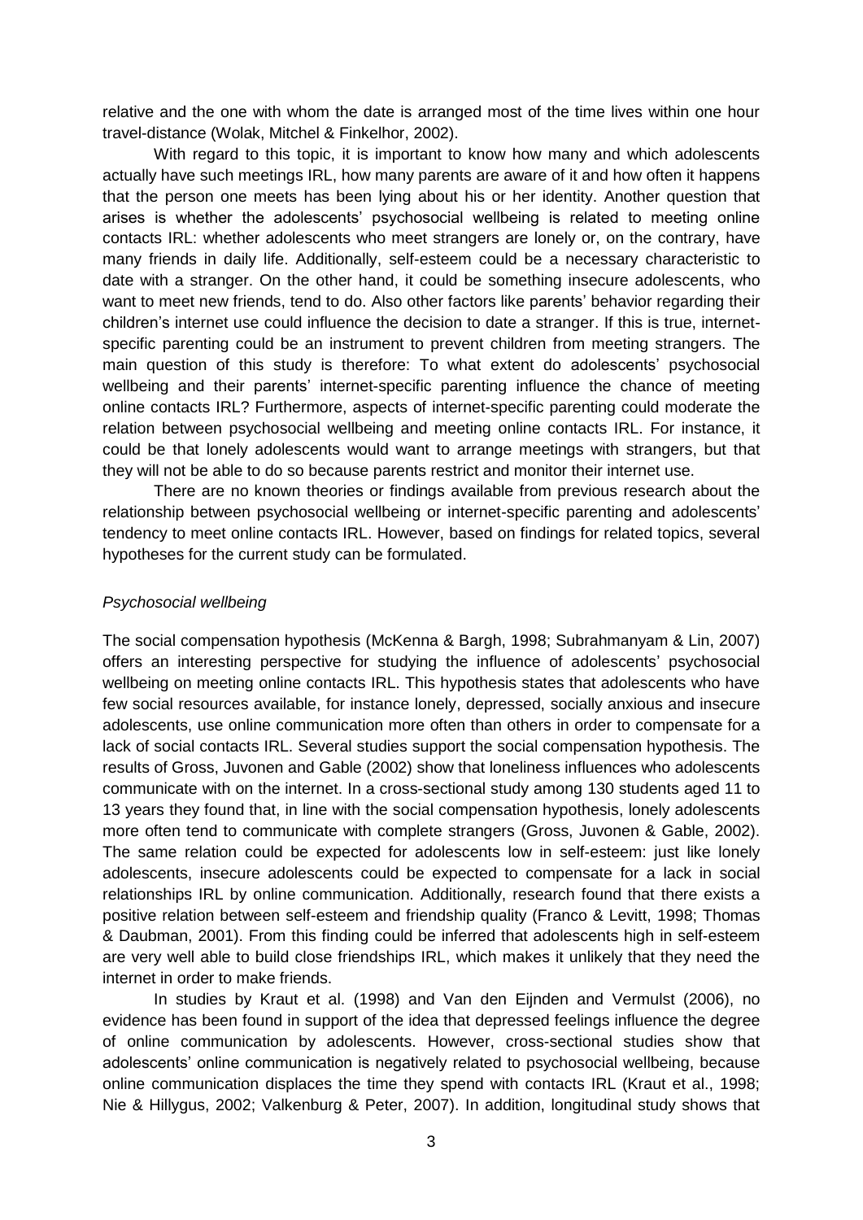relative and the one with whom the date is arranged most of the time lives within one hour travel-distance (Wolak, Mitchel & Finkelhor, 2002).

With regard to this topic, it is important to know how many and which adolescents actually have such meetings IRL, how many parents are aware of it and how often it happens that the person one meets has been lying about his or her identity. Another question that arises is whether the adolescents' psychosocial wellbeing is related to meeting online contacts IRL: whether adolescents who meet strangers are lonely or, on the contrary, have many friends in daily life. Additionally, self-esteem could be a necessary characteristic to date with a stranger. On the other hand, it could be something insecure adolescents, who want to meet new friends, tend to do. Also other factors like parents' behavior regarding their children's internet use could influence the decision to date a stranger. If this is true, internet-specific parenting could be an instrument to prevent children from meeting strangers. The main question of this study is therefore: To what extent do adolescents' psychosocial wellbeing and their parents' internet-specific parenting influence the chance of meeting online contacts IRL? Furthermore, aspects of internet-specific parenting could moderate the relation between psychosocial wellbeing and meeting online contacts IRL. For instance, it could be that lonely adolescents would want to arrange meetings with strangers, but that they will not be able to do so because parents restrict and monitor their internet use.

There are no known theories or findings available from previous research about the relationship between psychosocial wellbeing or internet-specific parenting and adolescents' tendency to meet online contacts IRL. However, based on findings for related topics, several hypotheses for the current study can be formulated.

### *Psychosocial wellbeing*

The social compensation hypothesis (McKenna & Bargh, 1998; Subrahmanyam & Lin, 2007) offers an interesting perspective for studying the influence of adolescents' psychosocial wellbeing on meeting online contacts IRL. This hypothesis states that adolescents who have few social resources available, for instance lonely, depressed, socially anxious and insecure adolescents, use online communication more often than others in order to compensate for a lack of social contacts IRL. Several studies support the social compensation hypothesis. The results of Gross, Juvonen and Gable (2002) show that loneliness influences who adolescents communicate with on the internet. In a cross-sectional study among 130 students aged 11 to 13 years they found that, in line with the social compensation hypothesis, lonely adolescents more often tend to communicate with complete strangers (Gross, Juvonen & Gable, 2002). The same relation could be expected for adolescents low in self-esteem: just like lonely adolescents, insecure adolescents could be expected to compensate for a lack in social relationships IRL by online communication. Additionally, research found that there exists a positive relation between self-esteem and friendship quality (Franco & Levitt, 1998; Thomas & Daubman, 2001). From this finding could be inferred that adolescents high in self-esteem are very well able to build close friendships IRL, which makes it unlikely that they need the internet in order to make friends.

In studies by Kraut et al. (1998) and Van den Eijnden and Vermulst (2006), no evidence has been found in support of the idea that depressed feelings influence the degree of online communication by adolescents. However, cross-sectional studies show that adolescents' online communication is negatively related to psychosocial wellbeing, because online communication displaces the time they spend with contacts IRL (Kraut et al., 1998; Nie & Hillygus, 2002; Valkenburg & Peter, 2007). In addition, longitudinal study shows that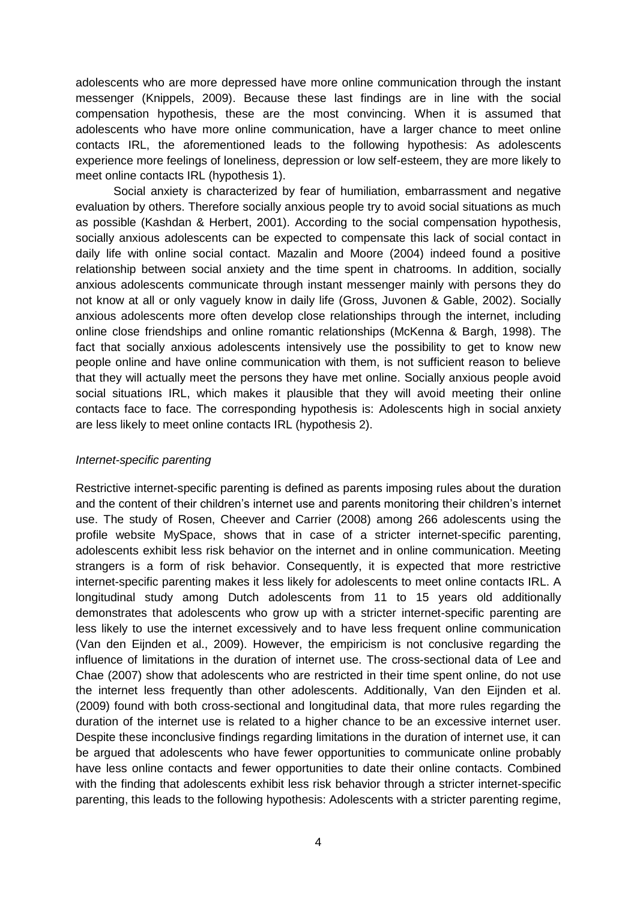adolescents who are more depressed have more online communication through the instant messenger (Knippels, 2009). Because these last findings are in line with the social compensation hypothesis, these are the most convincing. When it is assumed that adolescents who have more online communication, have a larger chance to meet online contacts IRL, the aforementioned leads to the following hypothesis: As adolescents experience more feelings of loneliness, depression or low self-esteem, they are more likely to meet online contacts IRL (hypothesis 1).

Social anxiety is characterized by fear of humiliation, embarrassment and negative evaluation by others. Therefore socially anxious people try to avoid social situations as much as possible (Kashdan & Herbert, 2001). According to the social compensation hypothesis, socially anxious adolescents can be expected to compensate this lack of social contact in daily life with online social contact. Mazalin and Moore (2004) indeed found a positive relationship between social anxiety and the time spent in chatrooms. In addition, socially anxious adolescents communicate through instant messenger mainly with persons they do not know at all or only vaguely know in daily life (Gross, Juvonen & Gable, 2002). Socially anxious adolescents more often develop close relationships through the internet, including online close friendships and online romantic relationships (McKenna & Bargh, 1998). The fact that socially anxious adolescents intensively use the possibility to get to know new people online and have online communication with them, is not sufficient reason to believe that they will actually meet the persons they have met online. Socially anxious people avoid social situations IRL, which makes it plausible that they will avoid meeting their online contacts face to face. The corresponding hypothesis is: Adolescents high in social anxiety are less likely to meet online contacts IRL (hypothesis 2).

*Internet-specific parenting*

Restrictive internet-specific parenting is defined as parents imposing rules about the duration and the content of their children's internet use and parents monitoring their children's internet use. The study of Rosen, Cheever and Carrier (2008) among 266 adolescents using the profile website MySpace, shows that in case of a stricter internet-specific parenting, adolescents exhibit less risk behavior on the internet and in online communication. Meeting strangers is a form of risk behavior. Consequently, it is expected that more restrictive internet-specific parenting makes it less likely for adolescents to meet online contacts IRL. A longitudinal study among Dutch adolescents from 11 to 15 years old additionally demonstrates that adolescents who grow up with a stricter internet-specific parenting are less likely to use the internet excessively and to have less frequent online communication (Van den Eijnden et al., 2009). However, the empiricism is not conclusive regarding the influence of limitations in the duration of internet use. The cross-sectional data of Lee and Chae (2007) show that adolescents who are restricted in their time spent online, do not use the internet less frequently than other adolescents. Additionally, Van den Eijnden et al. (2009) found with both cross-sectional and longitudinal data, that more rules regarding the duration of the internet use is related to a higher chance to be an excessive internet user. Despite these inconclusive findings regarding limitations in the duration of internet use, it can be argued that adolescents who have fewer opportunities to communicate online probably have less online contacts and fewer opportunities to date their online contacts. Combined with the finding that adolescents exhibit less risk behavior through a stricter internet-specific parenting, this leads to the following hypothesis: Adolescents with a stricter parenting regime,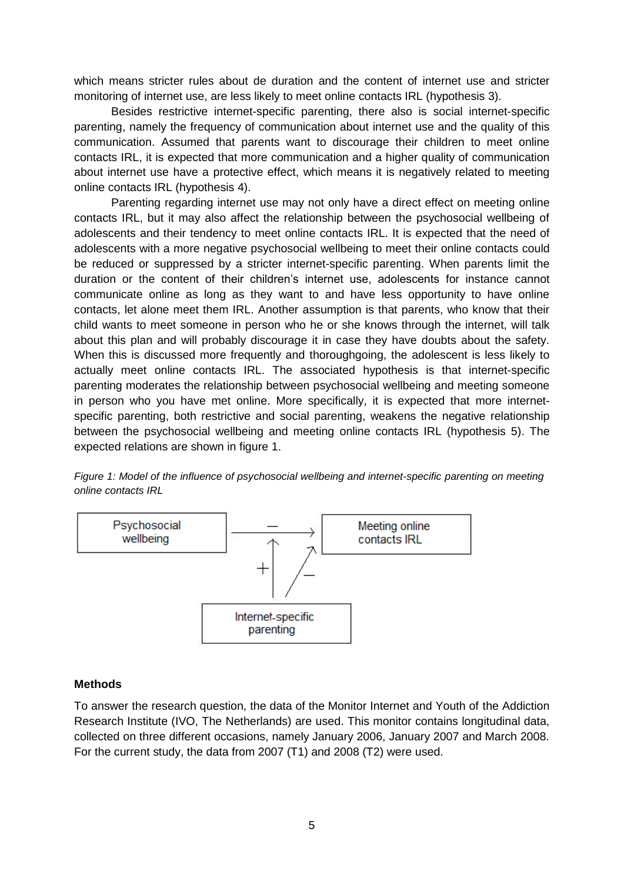which means stricter rules about de duration and the content of internet use and stricter monitoring of internet use, are less likely to meet online contacts IRL (hypothesis 3).

Besides restrictive internet-specific parenting, there also is social internet-specific parenting, namely the frequency of communication about internet use and the quality of this communication. Assumed that parents want to discourage their children to meet online contacts IRL, it is expected that more communication and a higher quality of communication about internet use have a protective effect, which means it is negatively related to meeting online contacts IRL (hypothesis 4).

Parenting regarding internet use may not only have a direct effect on meeting online contacts IRL, but it may also affect the relationship between the psychosocial wellbeing of adolescents and their tendency to meet online contacts IRL. It is expected that the need of adolescents with a more negative psychosocial wellbeing to meet their online contacts could be reduced or suppressed by a stricter internet-specific parenting. When parents limit the duration or the content of their children's internet use, adolescents for instance cannot communicate online as long as they want to and have less opportunity to have online contacts, let alone meet them IRL. Another assumption is that parents, who know that their child wants to meet someone in person who he or she knows through the internet, will talk about this plan and will probably discourage it in case they have doubts about the safety. When this is discussed more frequently and thoroughgoing, the adolescent is less likely to actually meet online contacts IRL. The associated hypothesis is that internet-specific parenting moderates the relationship between psychosocial wellbeing and meeting someone in person who you have met online. More specifically, it is expected that more internet-specific parenting, both restrictive and social parenting, weakens the negative relationship between the psychosocial wellbeing and meeting online contacts IRL (hypothesis 5). The expected relations are shown in figure 1.

*Figure 1: Model of the influence of psychosocial wellbeing and internet-specific parenting on meeting online contacts IRL*

```
Psychosocial wellbeing  ---(−)--->  Meeting online contacts IRL
                           ↑ (+)          ↗ (−)
                 Internet-specific parenting
```

**Methods**

To answer the research question, the data of the Monitor Internet and Youth of the Addiction Research Institute (IVO, The Netherlands) are used. This monitor contains longitudinal data, collected on three different occasions, namely January 2006, January 2007 and March 2008. For the current study, the data from 2007 (T1) and 2008 (T2) were used.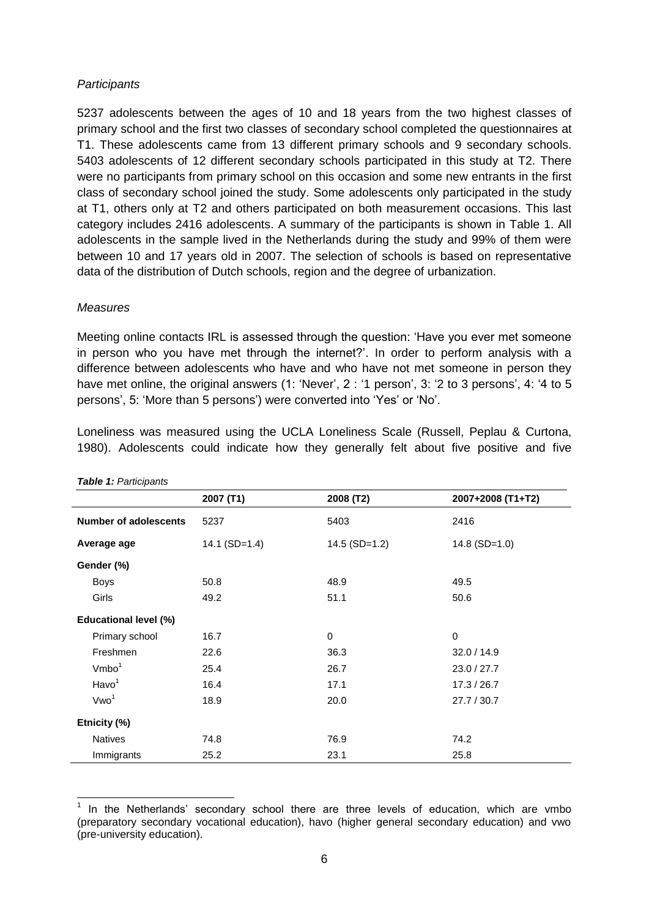*Participants*

5237 adolescents between the ages of 10 and 18 years from the two highest classes of primary school and the first two classes of secondary school completed the questionnaires at T1. These adolescents came from 13 different primary schools and 9 secondary schools. 5403 adolescents of 12 different secondary schools participated in this study at T2. There were no participants from primary school on this occasion and some new entrants in the first class of secondary school joined the study. Some adolescents only participated in the study at T1, others only at T2 and others participated on both measurement occasions. This last category includes 2416 adolescents. A summary of the participants is shown in Table 1. All adolescents in the sample lived in the Netherlands during the study and 99% of them were between 10 and 17 years old in 2007. The selection of schools is based on representative data of the distribution of Dutch schools, region and the degree of urbanization.

*Measures*

Meeting online contacts IRL is assessed through the question: 'Have you ever met someone in person who you have met through the internet?'. In order to perform analysis with a difference between adolescents who have and who have not met someone in person they have met online, the original answers (1: 'Never', 2 : '1 person', 3: '2 to 3 persons', 4: '4 to 5 persons', 5: 'More than 5 persons') were converted into 'Yes' or 'No'.

Loneliness was measured using the UCLA Loneliness Scale (Russell, Peplau & Curtona, 1980). Adolescents could indicate how they generally felt about five positive and five

***Table 1:*** *Participants*

| | 2007 (T1) | 2008 (T2) | 2007+2008 (T1+T2) |
|---|---|---|---|
| **Number of adolescents** | 5237 | 5403 | 2416 |
| **Average age** | 14.1 (SD=1.4) | 14.5 (SD=1.2) | 14.8 (SD=1.0) |
| **Gender (%)** | | | |
| Boys | 50.8 | 48.9 | 49.5 |
| Girls | 49.2 | 51.1 | 50.6 |
| **Educational level (%)** | | | |
| Primary school | 16.7 | 0 | 0 |
| Freshmen | 22.6 | 36.3 | 32.0 / 14.9 |
| Vmbo[1] | 25.4 | 26.7 | 23.0 / 27.7 |
| Havo[1] | 16.4 | 17.1 | 17.3 / 26.7 |
| Vwo[1] | 18.9 | 20.0 | 27.7 / 30.7 |
| **Etnicity (%)** | | | |
| Natives | 74.8 | 76.9 | 74.2 |
| Immigrants | 25.2 | 23.1 | 25.8 |

[1] In the Netherlands' secondary school there are three levels of education, which are vmbo (preparatory secondary vocational education), havo (higher general secondary education) and vwo (pre-university education).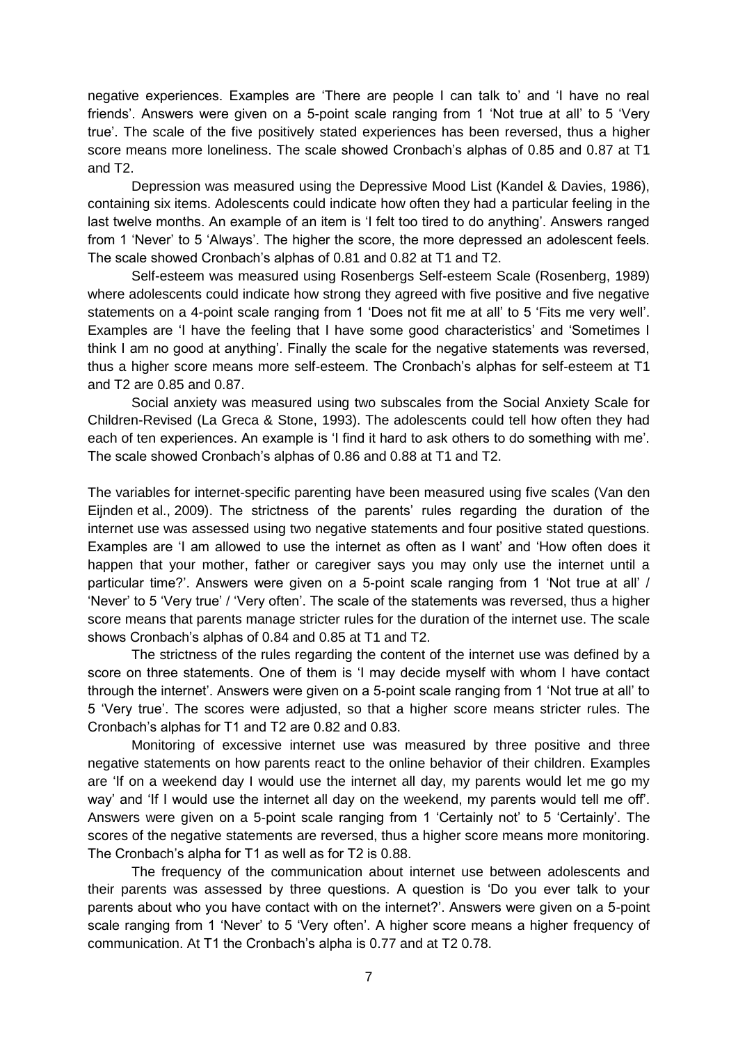negative experiences. Examples are 'There are people I can talk to' and 'I have no real friends'. Answers were given on a 5-point scale ranging from 1 'Not true at all' to 5 'Very true'. The scale of the five positively stated experiences has been reversed, thus a higher score means more loneliness. The scale showed Cronbach's alphas of 0.85 and 0.87 at T1 and T2.

Depression was measured using the Depressive Mood List (Kandel & Davies, 1986), containing six items. Adolescents could indicate how often they had a particular feeling in the last twelve months. An example of an item is 'I felt too tired to do anything'. Answers ranged from 1 'Never' to 5 'Always'. The higher the score, the more depressed an adolescent feels. The scale showed Cronbach's alphas of 0.81 and 0.82 at T1 and T2.

Self-esteem was measured using Rosenbergs Self-esteem Scale (Rosenberg, 1989) where adolescents could indicate how strong they agreed with five positive and five negative statements on a 4-point scale ranging from 1 'Does not fit me at all' to 5 'Fits me very well'. Examples are 'I have the feeling that I have some good characteristics' and 'Sometimes I think I am no good at anything'. Finally the scale for the negative statements was reversed, thus a higher score means more self-esteem. The Cronbach's alphas for self-esteem at T1 and T2 are 0.85 and 0.87.

Social anxiety was measured using two subscales from the Social Anxiety Scale for Children-Revised (La Greca & Stone, 1993). The adolescents could tell how often they had each of ten experiences. An example is 'I find it hard to ask others to do something with me'. The scale showed Cronbach's alphas of 0.86 and 0.88 at T1 and T2.

The variables for internet-specific parenting have been measured using five scales (Van den Eijnden et al., 2009). The strictness of the parents' rules regarding the duration of the internet use was assessed using two negative statements and four positive stated questions. Examples are 'I am allowed to use the internet as often as I want' and 'How often does it happen that your mother, father or caregiver says you may only use the internet until a particular time?'. Answers were given on a 5-point scale ranging from 1 'Not true at all' / 'Never' to 5 'Very true' / 'Very often'. The scale of the statements was reversed, thus a higher score means that parents manage stricter rules for the duration of the internet use. The scale shows Cronbach's alphas of 0.84 and 0.85 at T1 and T2.

The strictness of the rules regarding the content of the internet use was defined by a score on three statements. One of them is 'I may decide myself with whom I have contact through the internet'. Answers were given on a 5-point scale ranging from 1 'Not true at all' to 5 'Very true'. The scores were adjusted, so that a higher score means stricter rules. The Cronbach's alphas for T1 and T2 are 0.82 and 0.83.

Monitoring of excessive internet use was measured by three positive and three negative statements on how parents react to the online behavior of their children. Examples are 'If on a weekend day I would use the internet all day, my parents would let me go my way' and 'If I would use the internet all day on the weekend, my parents would tell me off'. Answers were given on a 5-point scale ranging from 1 'Certainly not' to 5 'Certainly'. The scores of the negative statements are reversed, thus a higher score means more monitoring. The Cronbach's alpha for T1 as well as for T2 is 0.88.

The frequency of the communication about internet use between adolescents and their parents was assessed by three questions. A question is 'Do you ever talk to your parents about who you have contact with on the internet?'. Answers were given on a 5-point scale ranging from 1 'Never' to 5 'Very often'. A higher score means a higher frequency of communication. At T1 the Cronbach's alpha is 0.77 and at T2 0.78.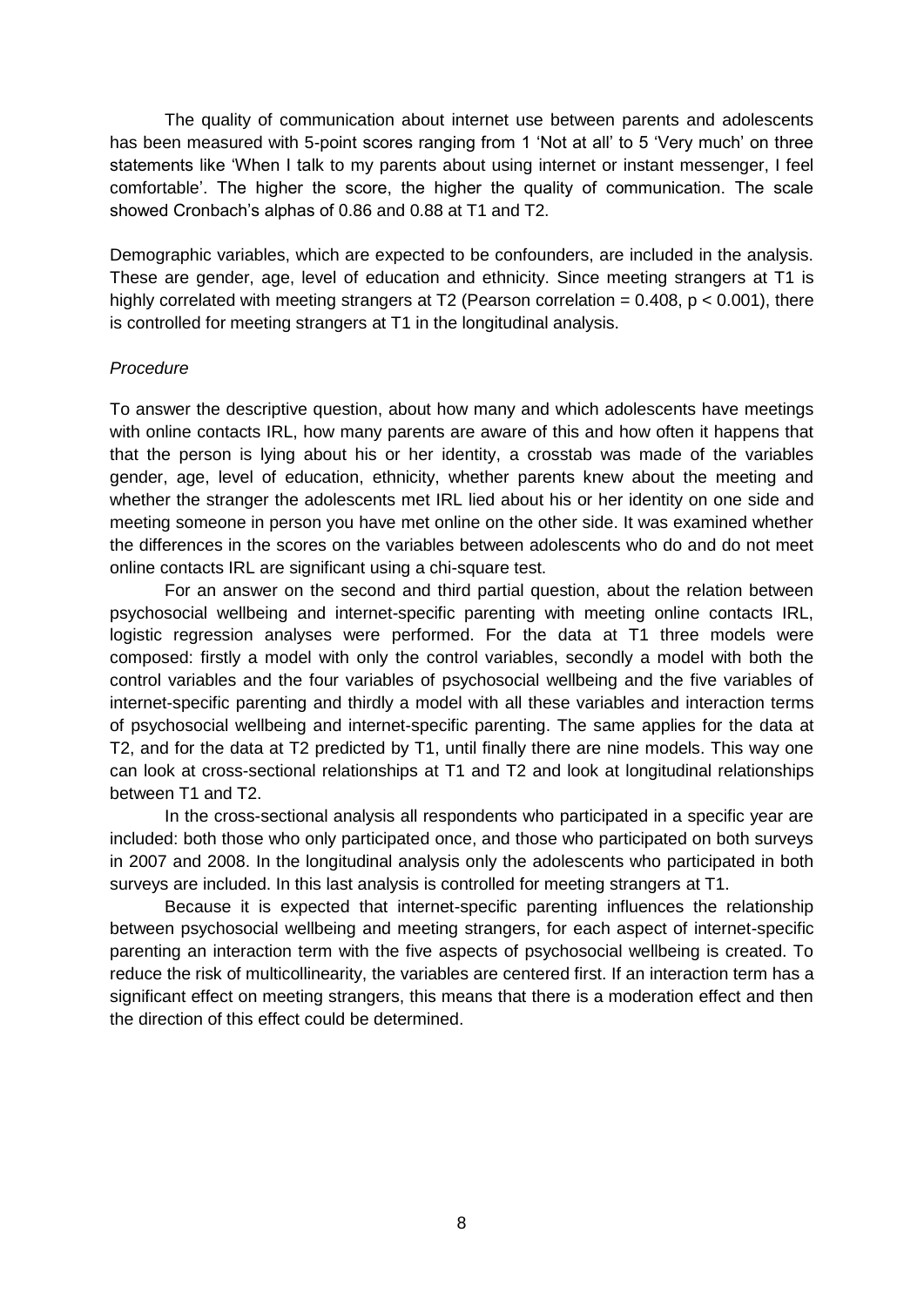The quality of communication about internet use between parents and adolescents has been measured with 5-point scores ranging from 1 'Not at all' to 5 'Very much' on three statements like 'When I talk to my parents about using internet or instant messenger, I feel comfortable'. The higher the score, the higher the quality of communication. The scale showed Cronbach's alphas of 0.86 and 0.88 at T1 and T2.

Demographic variables, which are expected to be confounders, are included in the analysis. These are gender, age, level of education and ethnicity. Since meeting strangers at T1 is highly correlated with meeting strangers at T2 (Pearson correlation = 0.408, $p < 0.001$), there is controlled for meeting strangers at T1 in the longitudinal analysis.

*Procedure*

To answer the descriptive question, about how many and which adolescents have meetings with online contacts IRL, how many parents are aware of this and how often it happens that that the person is lying about his or her identity, a crosstab was made of the variables gender, age, level of education, ethnicity, whether parents knew about the meeting and whether the stranger the adolescents met IRL lied about his or her identity on one side and meeting someone in person you have met online on the other side. It was examined whether the differences in the scores on the variables between adolescents who do and do not meet online contacts IRL are significant using a chi-square test.

For an answer on the second and third partial question, about the relation between psychosocial wellbeing and internet-specific parenting with meeting online contacts IRL, logistic regression analyses were performed. For the data at T1 three models were composed: firstly a model with only the control variables, secondly a model with both the control variables and the four variables of psychosocial wellbeing and the five variables of internet-specific parenting and thirdly a model with all these variables and interaction terms of psychosocial wellbeing and internet-specific parenting. The same applies for the data at T2, and for the data at T2 predicted by T1, until finally there are nine models. This way one can look at cross-sectional relationships at T1 and T2 and look at longitudinal relationships between T1 and T2.

In the cross-sectional analysis all respondents who participated in a specific year are included: both those who only participated once, and those who participated on both surveys in 2007 and 2008. In the longitudinal analysis only the adolescents who participated in both surveys are included. In this last analysis is controlled for meeting strangers at T1.

Because it is expected that internet-specific parenting influences the relationship between psychosocial wellbeing and meeting strangers, for each aspect of internet-specific parenting an interaction term with the five aspects of psychosocial wellbeing is created. To reduce the risk of multicollinearity, the variables are centered first. If an interaction term has a significant effect on meeting strangers, this means that there is a moderation effect and then the direction of this effect could be determined.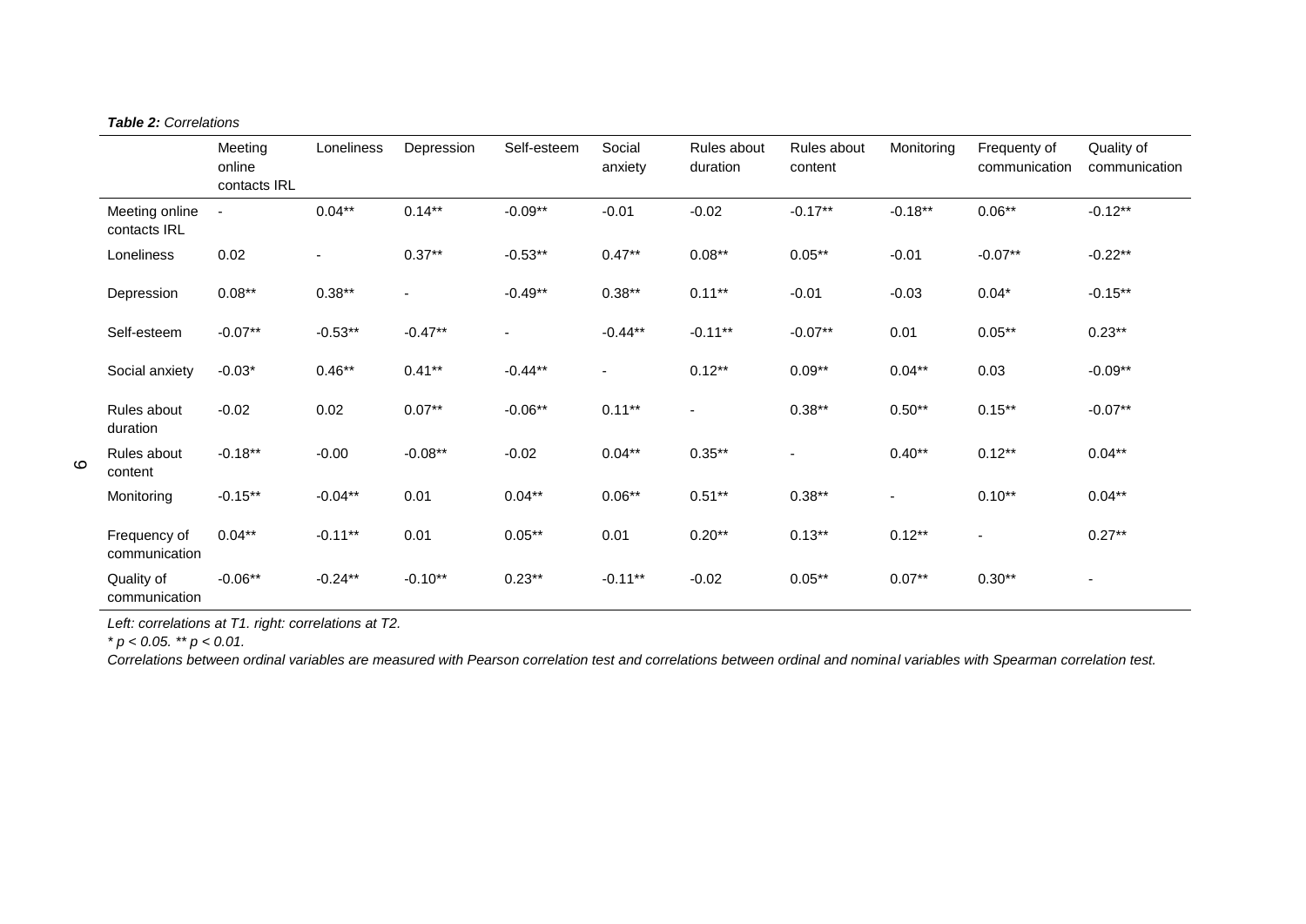***Table 2:*** *Correlations*

| | Meeting online contacts IRL | Loneliness | Depression | Self-esteem | Social anxiety | Rules about duration | Rules about content | Monitoring | Frequenty of communication | Quality of communication |
|---|---|---|---|---|---|---|---|---|---|---|
| Meeting online contacts IRL | - | 0.04** | 0.14** | -0.09** | -0.01 | -0.02 | -0.17** | -0.18** | 0.06** | -0.12** |
| Loneliness | 0.02 | - | 0.37** | -0.53** | 0.47** | 0.08** | 0.05** | -0.01 | -0.07** | -0.22** |
| Depression | 0.08** | 0.38** | - | -0.49** | 0.38** | 0.11** | -0.01 | -0.03 | 0.04* | -0.15** |
| Self-esteem | -0.07** | -0.53** | -0.47** | - | -0.44** | -0.11** | -0.07** | 0.01 | 0.05** | 0.23** |
| Social anxiety | -0.03* | 0.46** | 0.41** | -0.44** | - | 0.12** | 0.09** | 0.04** | 0.03 | -0.09** |
| Rules about duration | -0.02 | 0.02 | 0.07** | -0.06** | 0.11** | - | 0.38** | 0.50** | 0.15** | -0.07** |
| Rules about content | -0.18** | -0.00 | -0.08** | -0.02 | 0.04** | 0.35** | - | 0.40** | 0.12** | 0.04** |
| Monitoring | -0.15** | -0.04** | 0.01 | 0.04** | 0.06** | 0.51** | 0.38** | - | 0.10** | 0.04** |
| Frequency of communication | 0.04** | -0.11** | 0.01 | 0.05** | 0.01 | 0.20** | 0.13** | 0.12** | - | 0.27** |
| Quality of communication | -0.06** | -0.24** | -0.10** | 0.23** | -0.11** | -0.02 | 0.05** | 0.07** | 0.30** | - |

*Left: correlations at T1. right: correlations at T2.*

* $p < 0.05$. ** $p < 0.01$.

*Correlations between ordinal variables are measured with Pearson correlation test and correlations between ordinal and nominal variables with Spearman correlation test.*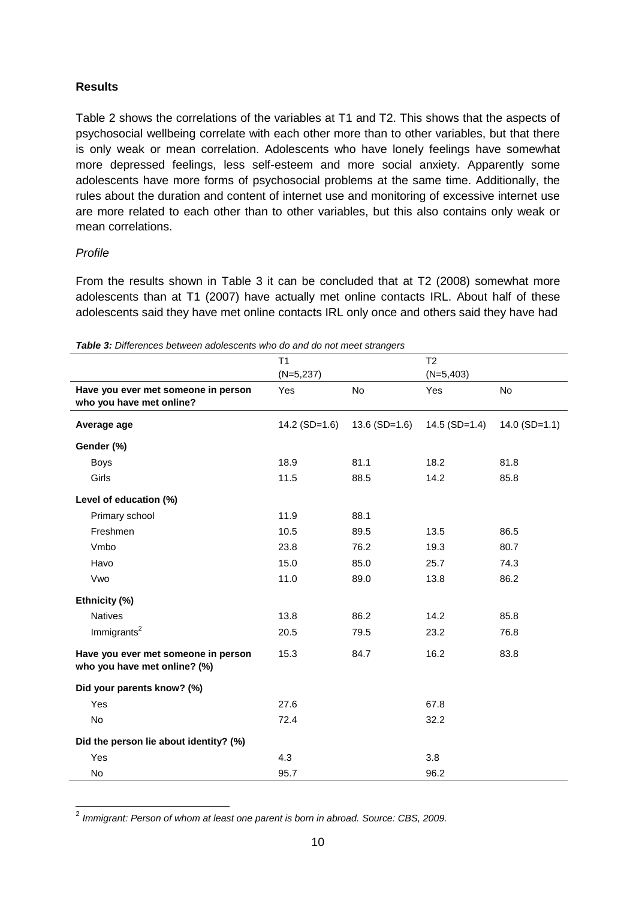## Results

Table 2 shows the correlations of the variables at T1 and T2. This shows that the aspects of psychosocial wellbeing correlate with each other more than to other variables, but that there is only weak or mean correlation. Adolescents who have lonely feelings have somewhat more depressed feelings, less self-esteem and more social anxiety. Apparently some adolescents have more forms of psychosocial problems at the same time. Additionally, the rules about the duration and content of internet use and monitoring of excessive internet use are more related to each other than to other variables, but this also contains only weak or mean correlations.

*Profile*

From the results shown in Table 3 it can be concluded that at T2 (2008) somewhat more adolescents than at T1 (2007) have actually met online contacts IRL. About half of these adolescents said they have met online contacts IRL only once and others said they have had

***Table 3:*** *Differences between adolescents who do and do not meet strangers*

| | T1 (N=5,237) | | T2 (N=5,403) | |
|---|---|---|---|---|
| **Have you ever met someone in person who you have met online?** | Yes | No | Yes | No |
| **Average age** | 14.2 (SD=1.6) | 13.6 (SD=1.6) | 14.5 (SD=1.4) | 14.0 (SD=1.1) |
| **Gender (%)** | | | | |
| Boys | 18.9 | 81.1 | 18.2 | 81.8 |
| Girls | 11.5 | 88.5 | 14.2 | 85.8 |
| **Level of education (%)** | | | | |
| Primary school | 11.9 | 88.1 | | |
| Freshmen | 10.5 | 89.5 | 13.5 | 86.5 |
| Vmbo | 23.8 | 76.2 | 19.3 | 80.7 |
| Havo | 15.0 | 85.0 | 25.7 | 74.3 |
| Vwo | 11.0 | 89.0 | 13.8 | 86.2 |
| **Ethnicity (%)** | | | | |
| Natives | 13.8 | 86.2 | 14.2 | 85.8 |
| Immigrants[2] | 20.5 | 79.5 | 23.2 | 76.8 |
| **Have you ever met someone in person who you have met online? (%)** | 15.3 | 84.7 | 16.2 | 83.8 |
| **Did your parents know? (%)** | | | | |
| Yes | 27.6 | | 67.8 | |
| No | 72.4 | | 32.2 | |
| **Did the person lie about identity? (%)** | | | | |
| Yes | 4.3 | | 3.8 | |
| No | 95.7 | | 96.2 | |

[2] *Immigrant: Person of whom at least one parent is born in abroad. Source: CBS, 2009.*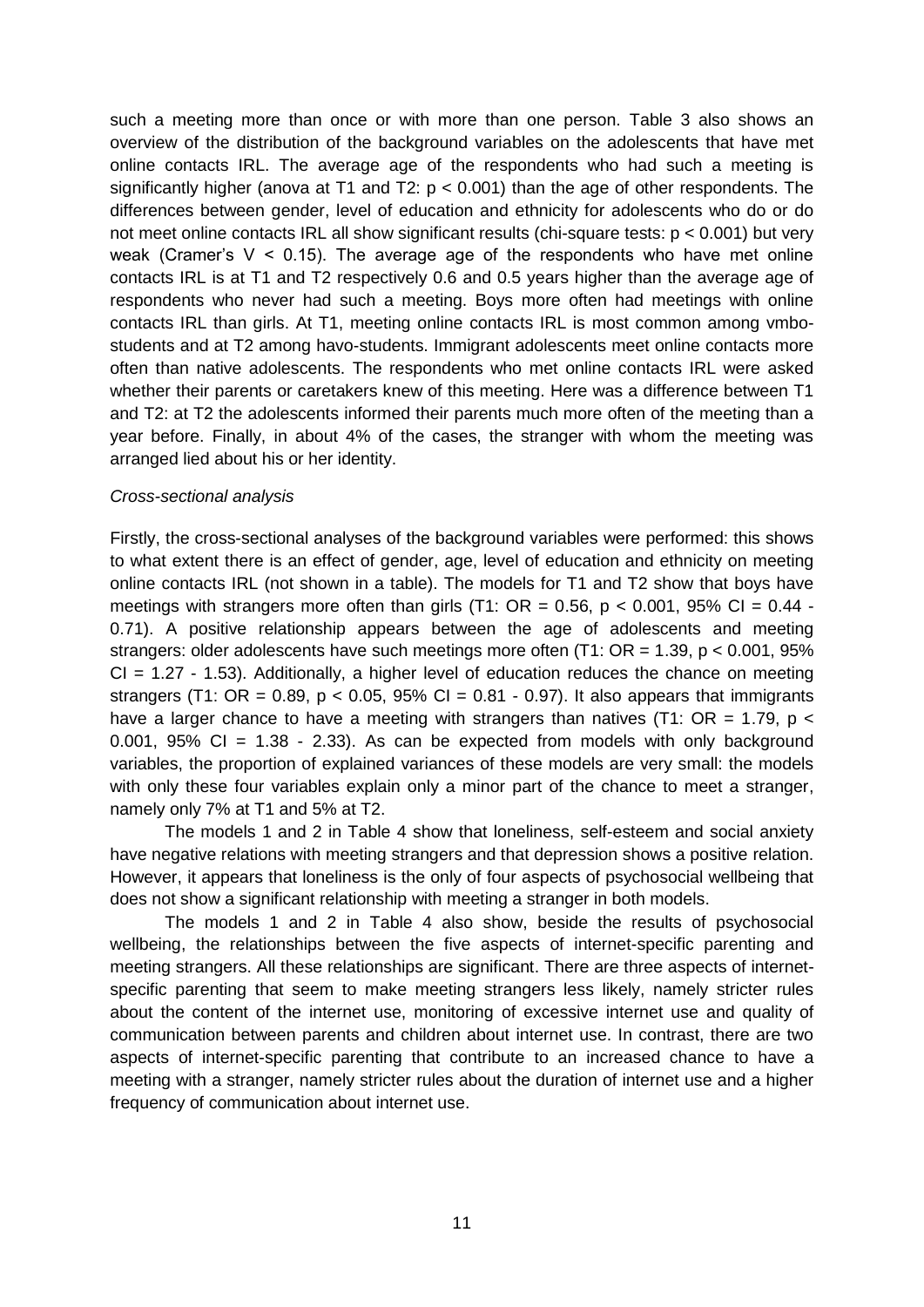such a meeting more than once or with more than one person. Table 3 also shows an overview of the distribution of the background variables on the adolescents that have met online contacts IRL. The average age of the respondents who had such a meeting is significantly higher (anova at T1 and T2: $p < 0.001$) than the age of other respondents. The differences between gender, level of education and ethnicity for adolescents who do or do not meet online contacts IRL all show significant results (chi-square tests: $p < 0.001$) but very weak (Cramer's $V < 0.15$). The average age of the respondents who have met online contacts IRL is at T1 and T2 respectively 0.6 and 0.5 years higher than the average age of respondents who never had such a meeting. Boys more often had meetings with online contacts IRL than girls. At T1, meeting online contacts IRL is most common among vmbo-students and at T2 among havo-students. Immigrant adolescents meet online contacts more often than native adolescents. The respondents who met online contacts IRL were asked whether their parents or caretakers knew of this meeting. Here was a difference between T1 and T2: at T2 the adolescents informed their parents much more often of the meeting than a year before. Finally, in about 4% of the cases, the stranger with whom the meeting was arranged lied about his or her identity.

*Cross-sectional analysis*

Firstly, the cross-sectional analyses of the background variables were performed: this shows to what extent there is an effect of gender, age, level of education and ethnicity on meeting online contacts IRL (not shown in a table). The models for T1 and T2 show that boys have meetings with strangers more often than girls (T1: $OR = 0.56$, $p < 0.001$, 95% $CI = 0.44$ - 0.71). A positive relationship appears between the age of adolescents and meeting strangers: older adolescents have such meetings more often (T1: $OR = 1.39$, $p < 0.001$, 95% $CI = 1.27$ - 1.53). Additionally, a higher level of education reduces the chance on meeting strangers (T1: $OR = 0.89$, $p < 0.05$, 95% $CI = 0.81$ - 0.97). It also appears that immigrants have a larger chance to have a meeting with strangers than natives (T1: $OR = 1.79$, $p < 0.001$, 95% $CI = 1.38$ - 2.33). As can be expected from models with only background variables, the proportion of explained variances of these models are very small: the models with only these four variables explain only a minor part of the chance to meet a stranger, namely only 7% at T1 and 5% at T2.

The models 1 and 2 in Table 4 show that loneliness, self-esteem and social anxiety have negative relations with meeting strangers and that depression shows a positive relation. However, it appears that loneliness is the only of four aspects of psychosocial wellbeing that does not show a significant relationship with meeting a stranger in both models.

The models 1 and 2 in Table 4 also show, beside the results of psychosocial wellbeing, the relationships between the five aspects of internet-specific parenting and meeting strangers. All these relationships are significant. There are three aspects of internet-specific parenting that seem to make meeting strangers less likely, namely stricter rules about the content of the internet use, monitoring of excessive internet use and quality of communication between parents and children about internet use. In contrast, there are two aspects of internet-specific parenting that contribute to an increased chance to have a meeting with a stranger, namely stricter rules about the duration of internet use and a higher frequency of communication about internet use.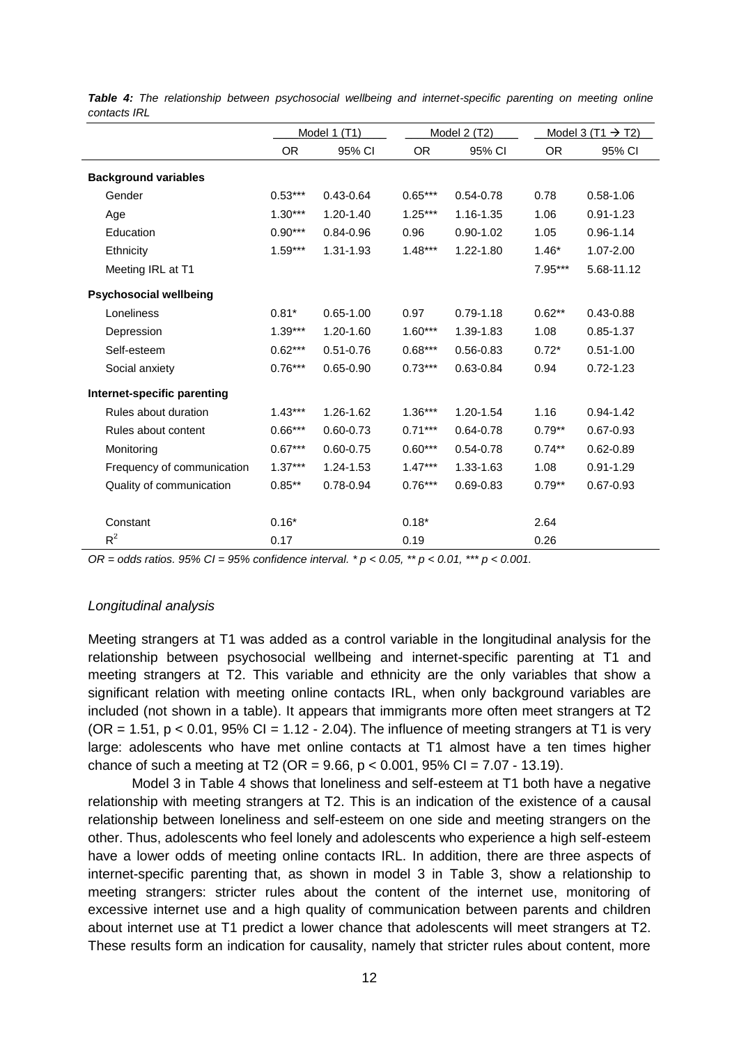***Table 4:** The relationship between psychosocial wellbeing and internet-specific parenting on meeting online contacts IRL*

| | Model 1 (T1) | | Model 2 (T2) | | Model 3 (T1 → T2) | |
|---|---|---|---|---|---|---|
| | OR | 95% CI | OR | 95% CI | OR | 95% CI |
| **Background variables** | | | | | | |
| Gender | 0.53*** | 0.43-0.64 | 0.65*** | 0.54-0.78 | 0.78 | 0.58-1.06 |
| Age | 1.30*** | 1.20-1.40 | 1.25*** | 1.16-1.35 | 1.06 | 0.91-1.23 |
| Education | 0.90*** | 0.84-0.96 | 0.96 | 0.90-1.02 | 1.05 | 0.96-1.14 |
| Ethnicity | 1.59*** | 1.31-1.93 | 1.48*** | 1.22-1.80 | 1.46* | 1.07-2.00 |
| Meeting IRL at T1 | | | | | 7.95*** | 5.68-11.12 |
| **Psychosocial wellbeing** | | | | | | |
| Loneliness | 0.81* | 0.65-1.00 | 0.97 | 0.79-1.18 | 0.62** | 0.43-0.88 |
| Depression | 1.39*** | 1.20-1.60 | 1.60*** | 1.39-1.83 | 1.08 | 0.85-1.37 |
| Self-esteem | 0.62*** | 0.51-0.76 | 0.68*** | 0.56-0.83 | 0.72* | 0.51-1.00 |
| Social anxiety | 0.76*** | 0.65-0.90 | 0.73*** | 0.63-0.84 | 0.94 | 0.72-1.23 |
| **Internet-specific parenting** | | | | | | |
| Rules about duration | 1.43*** | 1.26-1.62 | 1.36*** | 1.20-1.54 | 1.16 | 0.94-1.42 |
| Rules about content | 0.66*** | 0.60-0.73 | 0.71*** | 0.64-0.78 | 0.79** | 0.67-0.93 |
| Monitoring | 0.67*** | 0.60-0.75 | 0.60*** | 0.54-0.78 | 0.74** | 0.62-0.89 |
| Frequency of communication | 1.37*** | 1.24-1.53 | 1.47*** | 1.33-1.63 | 1.08 | 0.91-1.29 |
| Quality of communication | 0.85** | 0.78-0.94 | 0.76*** | 0.69-0.83 | 0.79** | 0.67-0.93 |
| Constant | 0.16* | | 0.18* | | 2.64 | |
| $R^2$ | 0.17 | | 0.19 | | 0.26 | |

*OR = odds ratios. 95% CI = 95% confidence interval. * p < 0.05, ** p < 0.01, *** p < 0.001.*

### *Longitudinal analysis*

Meeting strangers at T1 was added as a control variable in the longitudinal analysis for the relationship between psychosocial wellbeing and internet-specific parenting at T1 and meeting strangers at T2. This variable and ethnicity are the only variables that show a significant relation with meeting online contacts IRL, when only background variables are included (not shown in a table). It appears that immigrants more often meet strangers at T2 (OR = 1.51, $p < 0.01$, 95% CI = 1.12 - 2.04). The influence of meeting strangers at T1 is very large: adolescents who have met online contacts at T1 almost have a ten times higher chance of such a meeting at T2 (OR = 9.66, $p < 0.001$, 95% CI = 7.07 - 13.19).

Model 3 in Table 4 shows that loneliness and self-esteem at T1 both have a negative relationship with meeting strangers at T2. This is an indication of the existence of a causal relationship between loneliness and self-esteem on one side and meeting strangers on the other. Thus, adolescents who feel lonely and adolescents who experience a high self-esteem have a lower odds of meeting online contacts IRL. In addition, there are three aspects of internet-specific parenting that, as shown in model 3 in Table 3, show a relationship to meeting strangers: stricter rules about the content of the internet use, monitoring of excessive internet use and a high quality of communication between parents and children about internet use at T1 predict a lower chance that adolescents will meet strangers at T2. These results form an indication for causality, namely that stricter rules about content, more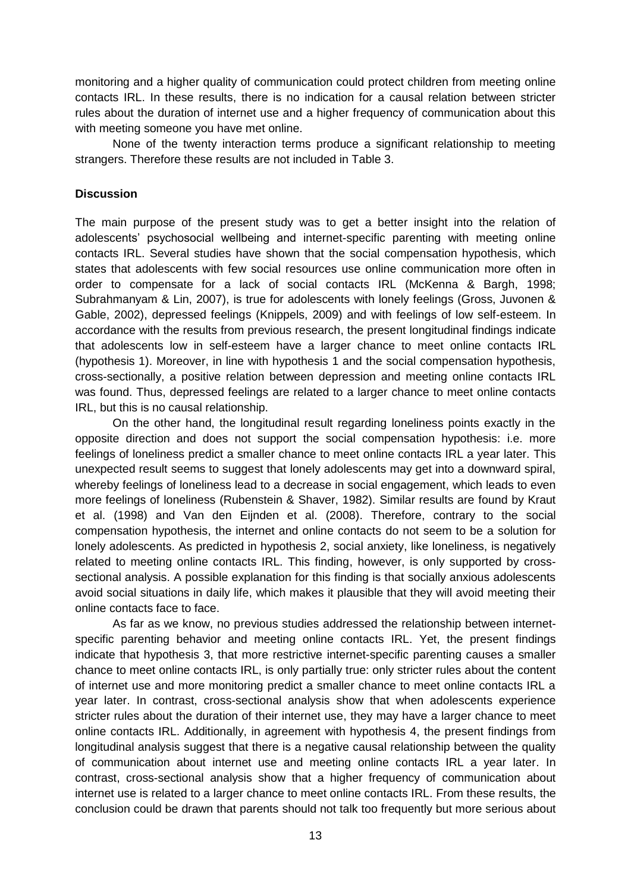monitoring and a higher quality of communication could protect children from meeting online contacts IRL. In these results, there is no indication for a causal relation between stricter rules about the duration of internet use and a higher frequency of communication about this with meeting someone you have met online.

None of the twenty interaction terms produce a significant relationship to meeting strangers. Therefore these results are not included in Table 3.

## Discussion

The main purpose of the present study was to get a better insight into the relation of adolescents' psychosocial wellbeing and internet-specific parenting with meeting online contacts IRL. Several studies have shown that the social compensation hypothesis, which states that adolescents with few social resources use online communication more often in order to compensate for a lack of social contacts IRL (McKenna & Bargh, 1998; Subrahmanyam & Lin, 2007), is true for adolescents with lonely feelings (Gross, Juvonen & Gable, 2002), depressed feelings (Knippels, 2009) and with feelings of low self-esteem. In accordance with the results from previous research, the present longitudinal findings indicate that adolescents low in self-esteem have a larger chance to meet online contacts IRL (hypothesis 1). Moreover, in line with hypothesis 1 and the social compensation hypothesis, cross-sectionally, a positive relation between depression and meeting online contacts IRL was found. Thus, depressed feelings are related to a larger chance to meet online contacts IRL, but this is no causal relationship.

On the other hand, the longitudinal result regarding loneliness points exactly in the opposite direction and does not support the social compensation hypothesis: i.e. more feelings of loneliness predict a smaller chance to meet online contacts IRL a year later. This unexpected result seems to suggest that lonely adolescents may get into a downward spiral, whereby feelings of loneliness lead to a decrease in social engagement, which leads to even more feelings of loneliness (Rubenstein & Shaver, 1982). Similar results are found by Kraut et al. (1998) and Van den Eijnden et al. (2008). Therefore, contrary to the social compensation hypothesis, the internet and online contacts do not seem to be a solution for lonely adolescents. As predicted in hypothesis 2, social anxiety, like loneliness, is negatively related to meeting online contacts IRL. This finding, however, is only supported by cross-sectional analysis. A possible explanation for this finding is that socially anxious adolescents avoid social situations in daily life, which makes it plausible that they will avoid meeting their online contacts face to face.

As far as we know, no previous studies addressed the relationship between internet-specific parenting behavior and meeting online contacts IRL. Yet, the present findings indicate that hypothesis 3, that more restrictive internet-specific parenting causes a smaller chance to meet online contacts IRL, is only partially true: only stricter rules about the content of internet use and more monitoring predict a smaller chance to meet online contacts IRL a year later. In contrast, cross-sectional analysis show that when adolescents experience stricter rules about the duration of their internet use, they may have a larger chance to meet online contacts IRL. Additionally, in agreement with hypothesis 4, the present findings from longitudinal analysis suggest that there is a negative causal relationship between the quality of communication about internet use and meeting online contacts IRL a year later. In contrast, cross-sectional analysis show that a higher frequency of communication about internet use is related to a larger chance to meet online contacts IRL. From these results, the conclusion could be drawn that parents should not talk too frequently but more serious about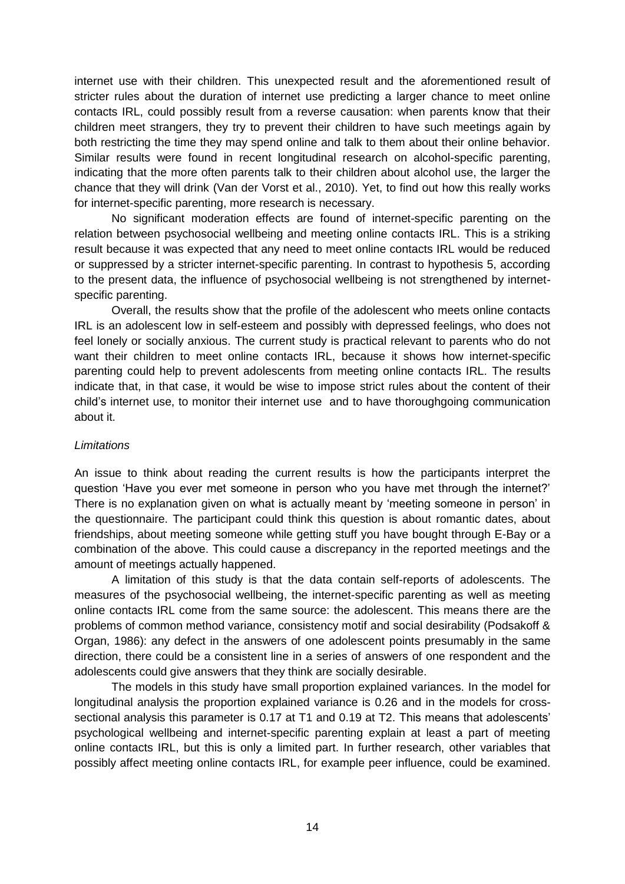internet use with their children. This unexpected result and the aforementioned result of stricter rules about the duration of internet use predicting a larger chance to meet online contacts IRL, could possibly result from a reverse causation: when parents know that their children meet strangers, they try to prevent their children to have such meetings again by both restricting the time they may spend online and talk to them about their online behavior. Similar results were found in recent longitudinal research on alcohol-specific parenting, indicating that the more often parents talk to their children about alcohol use, the larger the chance that they will drink (Van der Vorst et al., 2010). Yet, to find out how this really works for internet-specific parenting, more research is necessary.

No significant moderation effects are found of internet-specific parenting on the relation between psychosocial wellbeing and meeting online contacts IRL. This is a striking result because it was expected that any need to meet online contacts IRL would be reduced or suppressed by a stricter internet-specific parenting. In contrast to hypothesis 5, according to the present data, the influence of psychosocial wellbeing is not strengthened by internet-specific parenting.

Overall, the results show that the profile of the adolescent who meets online contacts IRL is an adolescent low in self-esteem and possibly with depressed feelings, who does not feel lonely or socially anxious. The current study is practical relevant to parents who do not want their children to meet online contacts IRL, because it shows how internet-specific parenting could help to prevent adolescents from meeting online contacts IRL. The results indicate that, in that case, it would be wise to impose strict rules about the content of their child's internet use, to monitor their internet use and to have thoroughgoing communication about it.

*Limitations*

An issue to think about reading the current results is how the participants interpret the question 'Have you ever met someone in person who you have met through the internet?' There is no explanation given on what is actually meant by 'meeting someone in person' in the questionnaire. The participant could think this question is about romantic dates, about friendships, about meeting someone while getting stuff you have bought through E-Bay or a combination of the above. This could cause a discrepancy in the reported meetings and the amount of meetings actually happened.

A limitation of this study is that the data contain self-reports of adolescents. The measures of the psychosocial wellbeing, the internet-specific parenting as well as meeting online contacts IRL come from the same source: the adolescent. This means there are the problems of common method variance, consistency motif and social desirability (Podsakoff & Organ, 1986): any defect in the answers of one adolescent points presumably in the same direction, there could be a consistent line in a series of answers of one respondent and the adolescents could give answers that they think are socially desirable.

The models in this study have small proportion explained variances. In the model for longitudinal analysis the proportion explained variance is 0.26 and in the models for cross-sectional analysis this parameter is 0.17 at T1 and 0.19 at T2. This means that adolescents' psychological wellbeing and internet-specific parenting explain at least a part of meeting online contacts IRL, but this is only a limited part. In further research, other variables that possibly affect meeting online contacts IRL, for example peer influence, could be examined.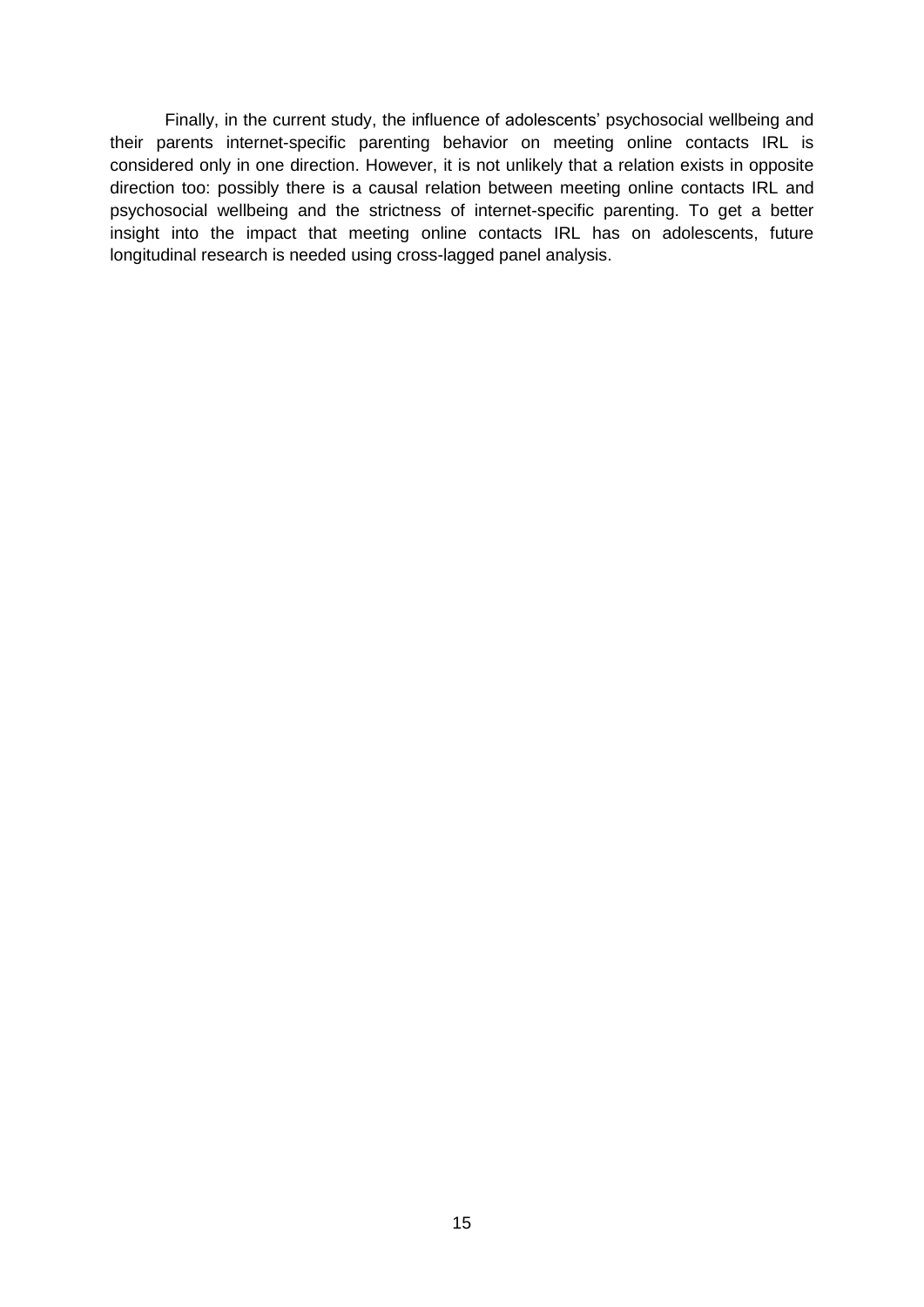Finally, in the current study, the influence of adolescents' psychosocial wellbeing and their parents internet-specific parenting behavior on meeting online contacts IRL is considered only in one direction. However, it is not unlikely that a relation exists in opposite direction too: possibly there is a causal relation between meeting online contacts IRL and psychosocial wellbeing and the strictness of internet-specific parenting. To get a better insight into the impact that meeting online contacts IRL has on adolescents, future longitudinal research is needed using cross-lagged panel analysis.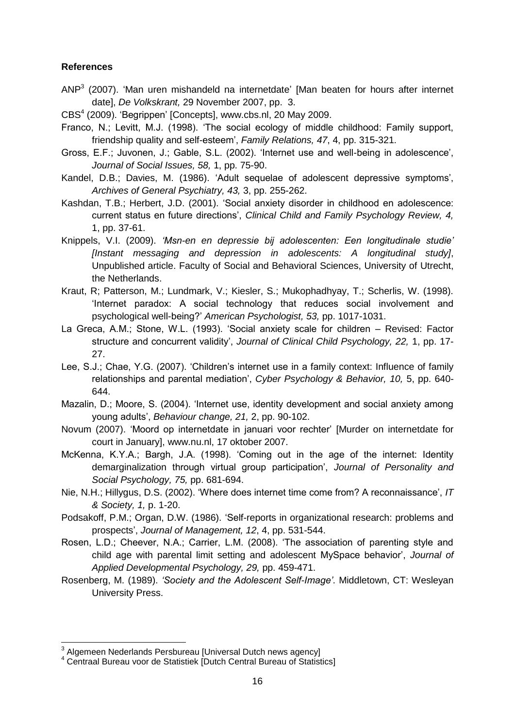**References**

ANP[3] (2007). 'Man uren mishandeld na internetdate' [Man beaten for hours after internet date], *De Volkskrant,* 29 November 2007, pp. 3.

CBS[4] (2009). 'Begrippen' [Concepts], www.cbs.nl, 20 May 2009.

Franco, N.; Levitt, M.J. (1998). 'The social ecology of middle childhood: Family support, friendship quality and self-esteem', *Family Relations, 47*, 4, pp. 315-321.

Gross, E.F.; Juvonen, J.; Gable, S.L. (2002). 'Internet use and well-being in adolescence', *Journal of Social Issues, 58,* 1, pp. 75-90.

Kandel, D.B.; Davies, M. (1986). 'Adult sequelae of adolescent depressive symptoms', *Archives of General Psychiatry, 43,* 3, pp. 255-262.

Kashdan, T.B.; Herbert, J.D. (2001). 'Social anxiety disorder in childhood en adolescence: current status en future directions', *Clinical Child and Family Psychology Review, 4,* 1, pp. 37-61.

Knippels, V.I. (2009). *'Msn-en en depressie bij adolescenten: Een longitudinale studie' [Instant messaging and depression in adolescents: A longitudinal study]*, Unpublished article. Faculty of Social and Behavioral Sciences, University of Utrecht, the Netherlands.

Kraut, R; Patterson, M.; Lundmark, V.; Kiesler, S.; Mukophadhyay, T.; Scherlis, W. (1998). 'Internet paradox: A social technology that reduces social involvement and psychological well-being?' *American Psychologist, 53,* pp. 1017-1031.

La Greca, A.M.; Stone, W.L. (1993). 'Social anxiety scale for children – Revised: Factor structure and concurrent validity', *Journal of Clinical Child Psychology, 22,* 1, pp. 17-27.

Lee, S.J.; Chae, Y.G. (2007). 'Children's internet use in a family context: Influence of family relationships and parental mediation', *Cyber Psychology & Behavior, 10,* 5, pp. 640-644.

Mazalin, D.; Moore, S. (2004). 'Internet use, identity development and social anxiety among young adults', *Behaviour change, 21,* 2, pp. 90-102.

Novum (2007). 'Moord op internetdate in januari voor rechter' [Murder on internetdate for court in January], www.nu.nl, 17 oktober 2007.

McKenna, K.Y.A.; Bargh, J.A. (1998). 'Coming out in the age of the internet: Identity demarginalization through virtual group participation', *Journal of Personality and Social Psychology, 75,* pp. 681-694.

Nie, N.H.; Hillygus, D.S. (2002). 'Where does internet time come from? A reconnaissance', *IT & Society, 1,* p. 1-20.

Podsakoff, P.M.; Organ, D.W. (1986). 'Self-reports in organizational research: problems and prospects', *Journal of Management, 12*, 4, pp. 531-544.

Rosen, L.D.; Cheever, N.A.; Carrier, L.M. (2008). 'The association of parenting style and child age with parental limit setting and adolescent MySpace behavior', *Journal of Applied Developmental Psychology, 29,* pp. 459-471.

Rosenberg, M. (1989). *'Society and the Adolescent Self-Image'*. Middletown, CT: Wesleyan University Press.

---

[3] Algemeen Nederlands Persbureau [Universal Dutch news agency]

[4] Centraal Bureau voor de Statistiek [Dutch Central Bureau of Statistics]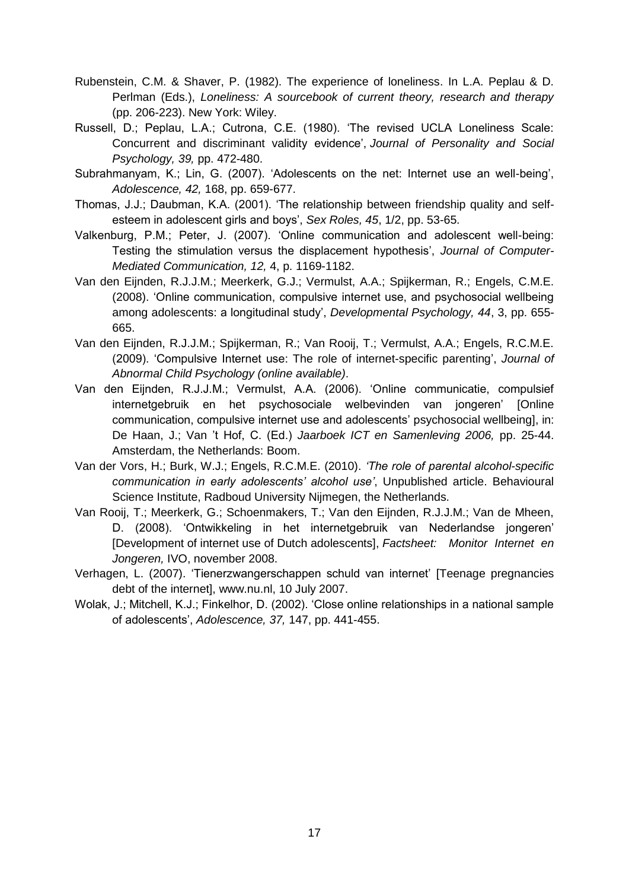Rubenstein, C.M. & Shaver, P. (1982). The experience of loneliness. In L.A. Peplau & D. Perlman (Eds.), *Loneliness: A sourcebook of current theory, research and therapy* (pp. 206-223). New York: Wiley.

Russell, D.; Peplau, L.A.; Cutrona, C.E. (1980). 'The revised UCLA Loneliness Scale: Concurrent and discriminant validity evidence', *Journal of Personality and Social Psychology, 39,* pp. 472-480.

Subrahmanyam, K.; Lin, G. (2007). 'Adolescents on the net: Internet use an well-being', *Adolescence, 42,* 168, pp. 659-677.

Thomas, J.J.; Daubman, K.A. (2001). 'The relationship between friendship quality and self-esteem in adolescent girls and boys', *Sex Roles, 45*, 1/2, pp. 53-65.

Valkenburg, P.M.; Peter, J. (2007). 'Online communication and adolescent well-being: Testing the stimulation versus the displacement hypothesis', *Journal of Computer-Mediated Communication, 12,* 4, p. 1169-1182.

Van den Eijnden, R.J.J.M.; Meerkerk, G.J.; Vermulst, A.A.; Spijkerman, R.; Engels, C.M.E. (2008). 'Online communication, compulsive internet use, and psychosocial wellbeing among adolescents: a longitudinal study', *Developmental Psychology, 44*, 3, pp. 655-665.

Van den Eijnden, R.J.J.M.; Spijkerman, R.; Van Rooij, T.; Vermulst, A.A.; Engels, R.C.M.E. (2009). 'Compulsive Internet use: The role of internet-specific parenting', *Journal of Abnormal Child Psychology (online available)*.

Van den Eijnden, R.J.J.M.; Vermulst, A.A. (2006). 'Online communicatie, compulsief internetgebruik en het psychosociale welbevinden van jongeren' [Online communication, compulsive internet use and adolescents' psychosocial wellbeing], in: De Haan, J.; Van 't Hof, C. (Ed.) *Jaarboek ICT en Samenleving 2006,* pp. 25-44. Amsterdam, the Netherlands: Boom.

Van der Vors, H.; Burk, W.J.; Engels, R.C.M.E. (2010). *'The role of parental alcohol-specific communication in early adolescents' alcohol use'*, Unpublished article. Behavioural Science Institute, Radboud University Nijmegen, the Netherlands.

Van Rooij, T.; Meerkerk, G.; Schoenmakers, T.; Van den Eijnden, R.J.J.M.; Van de Mheen, D. (2008). 'Ontwikkeling in het internetgebruik van Nederlandse jongeren' [Development of internet use of Dutch adolescents], *Factsheet: Monitor Internet en Jongeren,* IVO, november 2008.

Verhagen, L. (2007). 'Tienerzwangerschappen schuld van internet' [Teenage pregnancies debt of the internet], www.nu.nl, 10 July 2007.

Wolak, J.; Mitchell, K.J.; Finkelhor, D. (2002). 'Close online relationships in a national sample of adolescents', *Adolescence, 37,* 147, pp. 441-455.